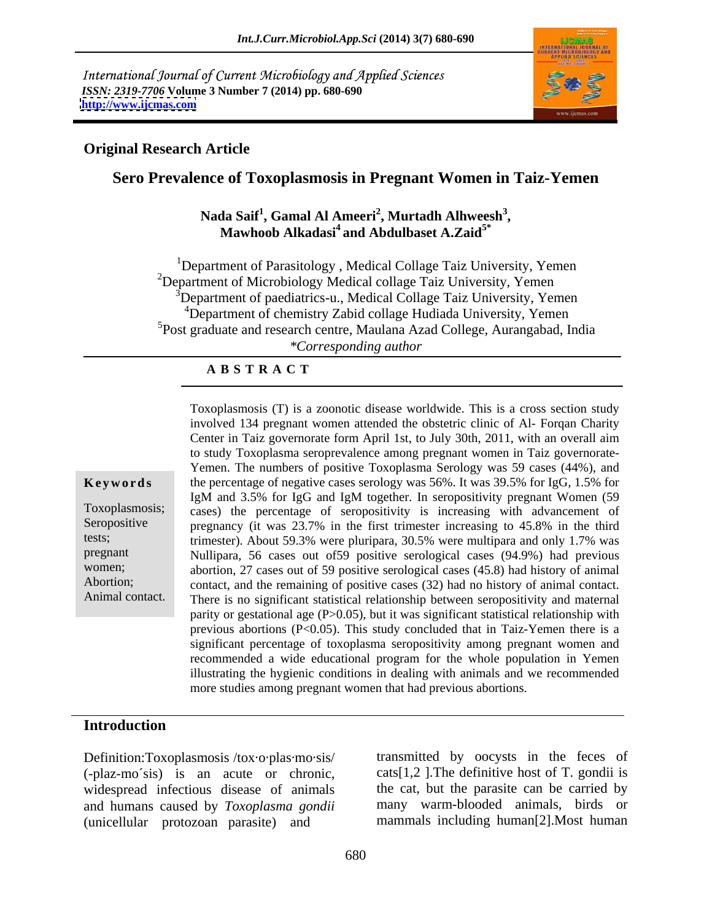International Journal of Current Microbiology and Applied Sciences
*ISSN: 2319-7706* **Volume 3 Number 7 (2014) pp. 680-690**
**http://www.ijcmas.com**

## Original Research Article

# Sero Prevalence of Toxoplasmosis in Pregnant Women in Taiz-Yemen

**Nada Saif[1], Gamal Al Ameeri[2], Murtadh Alhweesh[3], Mawhoob Alkadasi[4] and Abdulbaset A.Zaid[5*]**

[1]Department of Parasitology , Medical Collage Taiz University, Yemen
[2]Department of Microbiology Medical collage Taiz University, Yemen
[3]Department of paediatrics-u., Medical Collage Taiz University, Yemen
[4]Department of chemistry Zabid collage Hudiada University, Yemen
[5]Post graduate and research centre, Maulana Azad College, Aurangabad, India
*\*Corresponding author*

### A B S T R A C T

**Keywords**

Toxoplasmosis; Seropositive tests; pregnant women; Abortion; Animal contact.

Toxoplasmosis (T) is a zoonotic disease worldwide. This is a cross section study involved 134 pregnant women attended the obstetric clinic of Al- Forqan Charity Center in Taiz governorate form April 1st, to July 30th, 2011, with an overall aim to study Toxoplasma seroprevalence among pregnant women in Taiz governorate-Yemen. The numbers of positive Toxoplasma Serology was 59 cases (44%), and the percentage of negative cases serology was 56%. It was 39.5% for IgG, 1.5% for IgM and 3.5% for IgG and IgM together. In seropositivity pregnant Women (59 cases) the percentage of seropositivity is increasing with advancement of pregnancy (it was 23.7% in the first trimester increasing to 45.8% in the third trimester). About 59.3% were pluripara, 30.5% were multipara and only 1.7% was Nullipara, 56 cases out of59 positive serological cases (94.9%) had previous abortion, 27 cases out of 59 positive serological cases (45.8) had history of animal contact, and the remaining of positive cases (32) had no history of animal contact. There is no significant statistical relationship between seropositivity and maternal parity or gestational age ($P>0.05$), but it was significant statistical relationship with previous abortions ($P<0.05$). This study concluded that in Taiz-Yemen there is a significant percentage of toxoplasma seropositivity among pregnant women and recommended a wide educational program for the whole population in Yemen illustrating the hygienic conditions in dealing with animals and we recommended more studies among pregnant women that had previous abortions.

## Introduction

Definition:Toxoplasmosis /tox·o·plas·mo·sis/ (-plaz-mo´sis) is an acute or chronic, widespread infectious disease of animals and humans caused by *Toxoplasma gondii* (unicellular protozoan parasite) and transmitted by oocysts in the feces of cats[1,2 ].The definitive host of T. gondii is the cat, but the parasite can be carried by many warm-blooded animals, birds or mammals including human[2].Most human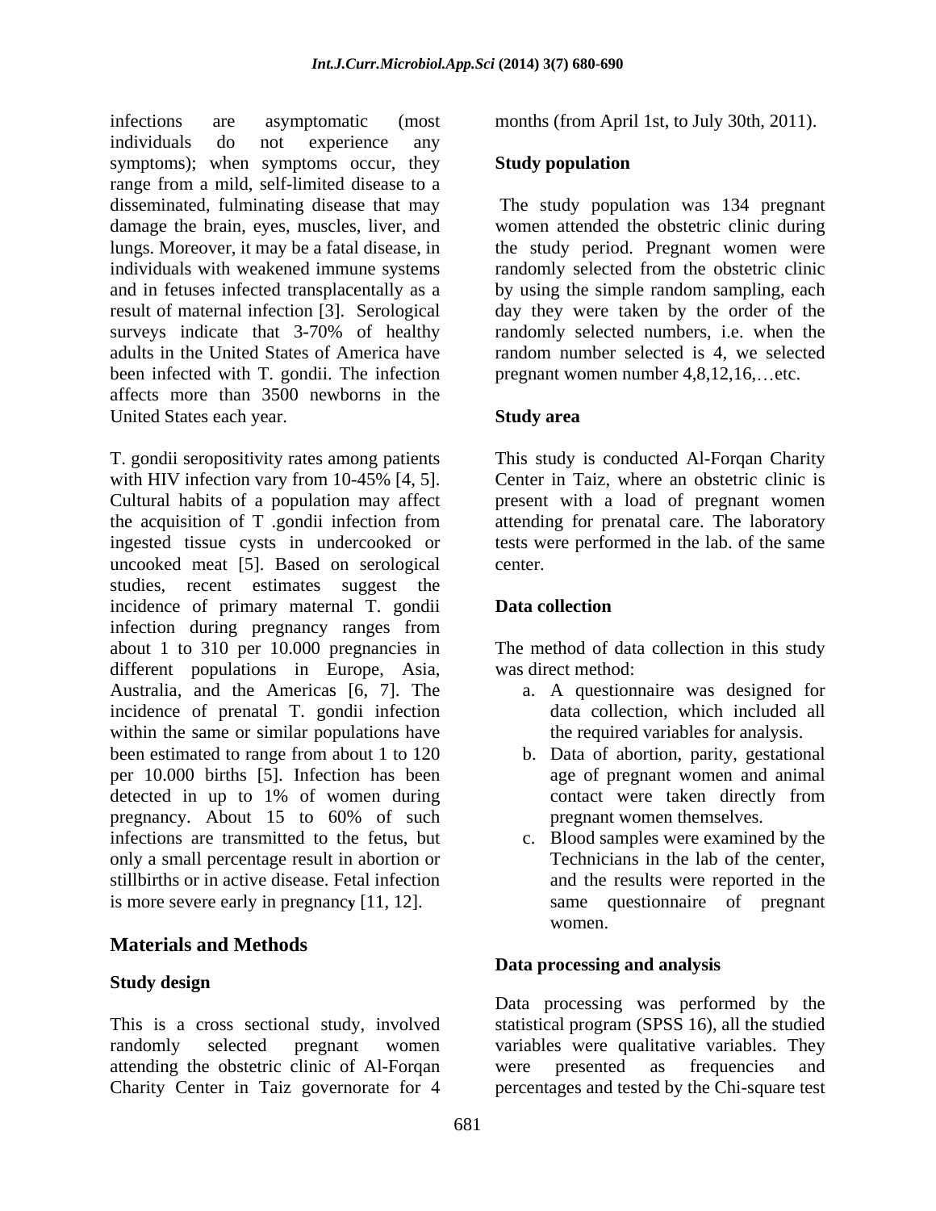infections are asymptomatic (most individuals do not experience any symptoms); when symptoms occur, they range from a mild, self-limited disease to a disseminated, fulminating disease that may damage the brain, eyes, muscles, liver, and lungs. Moreover, it may be a fatal disease, in individuals with weakened immune systems and in fetuses infected transplacentally as a result of maternal infection [3]. Serological surveys indicate that 3-70% of healthy adults in the United States of America have been infected with T. gondii. The infection affects more than 3500 newborns in the United States each year.

T. gondii seropositivity rates among patients with HIV infection vary from 10-45% [4, 5]. Cultural habits of a population may affect the acquisition of T .gondii infection from ingested tissue cysts in undercooked or uncooked meat [5]. Based on serological studies, recent estimates suggest the incidence of primary maternal T. gondii infection during pregnancy ranges from about 1 to 310 per 10.000 pregnancies in different populations in Europe, Asia, Australia, and the Americas [6, 7]. The incidence of prenatal T. gondii infection within the same or similar populations have been estimated to range from about 1 to 120 per 10.000 births [5]. Infection has been detected in up to 1% of women during pregnancy. About 15 to 60% of such infections are transmitted to the fetus, but only a small percentage result in abortion or stillbirths or in active disease. Fetal infection is more severe early in pregnancy [11, 12].

## Materials and Methods

### Study design

This is a cross sectional study, involved randomly selected pregnant women attending the obstetric clinic of Al-Forqan Charity Center in Taiz governorate for 4 months (from April 1st, to July 30th, 2011).

### Study population

The study population was 134 pregnant women attended the obstetric clinic during the study period. Pregnant women were randomly selected from the obstetric clinic by using the simple random sampling, each day they were taken by the order of the randomly selected numbers, i.e. when the random number selected is 4, we selected pregnant women number 4,8,12,16,…etc.

### Study area

This study is conducted Al-Forqan Charity Center in Taiz, where an obstetric clinic is present with a load of pregnant women attending for prenatal care. The laboratory tests were performed in the lab. of the same center.

### Data collection

The method of data collection in this study was direct method:

a. A questionnaire was designed for data collection, which included all the required variables for analysis.
b. Data of abortion, parity, gestational age of pregnant women and animal contact were taken directly from pregnant women themselves.
c. Blood samples were examined by the Technicians in the lab of the center, and the results were reported in the same questionnaire of pregnant women.

### Data processing and analysis

Data processing was performed by the statistical program (SPSS 16), all the studied variables were qualitative variables. They were presented as frequencies and percentages and tested by the Chi-square test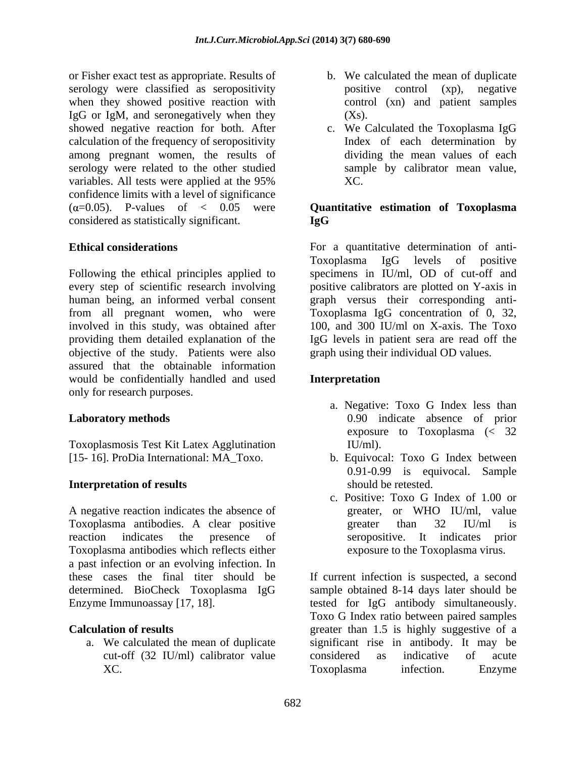or Fisher exact test as appropriate. Results of serology were classified as seropositivity when they showed positive reaction with IgG or IgM, and seronegatively when they showed negative reaction for both. After calculation of the frequency of seropositivity among pregnant women, the results of serology were related to the other studied variables. All tests were applied at the 95% confidence limits with a level of significance ($\alpha$=0.05). P-values of < 0.05 were considered as statistically significant.

**Ethical considerations**

Following the ethical principles applied to every step of scientific research involving human being, an informed verbal consent from all pregnant women, who were involved in this study, was obtained after providing them detailed explanation of the objective of the study. Patients were also assured that the obtainable information would be confidentially handled and used only for research purposes.

**Laboratory methods**

Toxoplasmosis Test Kit Latex Agglutination [15- 16]. ProDia International: MA_Toxo.

**Interpretation of results**

A negative reaction indicates the absence of Toxoplasma antibodies. A clear positive reaction indicates the presence of Toxoplasma antibodies which reflects either a past infection or an evolving infection. In these cases the final titer should be determined. BioCheck Toxoplasma IgG Enzyme Immunoassay [17, 18].

**Calculation of results**

a. We calculated the mean of duplicate cut-off (32 IU/ml) calibrator value XC.
b. We calculated the mean of duplicate positive control (xp), negative control (xn) and patient samples (Xs).
c. We Calculated the Toxoplasma IgG Index of each determination by dividing the mean values of each sample by calibrator mean value, XC.

**Quantitative estimation of Toxoplasma IgG**

For a quantitative determination of anti-Toxoplasma IgG levels of positive specimens in IU/ml, OD of cut-off and positive calibrators are plotted on Y-axis in graph versus their corresponding anti-Toxoplasma IgG concentration of 0, 32, 100, and 300 IU/ml on X-axis. The Toxo IgG levels in patient sera are read off the graph using their individual OD values.

**Interpretation**

a. Negative: Toxo G Index less than 0.90 indicate absence of prior exposure to Toxoplasma (< 32 IU/ml).
b. Equivocal: Toxo G Index between 0.91-0.99 is equivocal. Sample should be retested.
c. Positive: Toxo G Index of 1.00 or greater, or WHO IU/ml, value greater than 32 IU/ml is seropositive. It indicates prior exposure to the Toxoplasma virus.

If current infection is suspected, a second sample obtained 8-14 days later should be tested for IgG antibody simultaneously. Toxo G Index ratio between paired samples greater than 1.5 is highly suggestive of a significant rise in antibody. It may be considered as indicative of acute Toxoplasma infection. Enzyme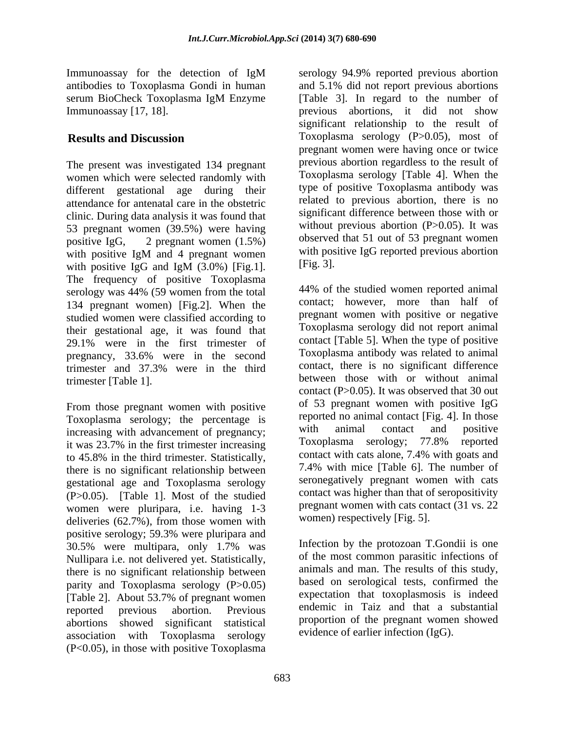Immunoassay for the detection of IgM antibodies to Toxoplasma Gondi in human serum BioCheck Toxoplasma IgM Enzyme Immunoassay [17, 18].

## Results and Discussion

The present was investigated 134 pregnant women which were selected randomly with different gestational age during their attendance for antenatal care in the obstetric clinic. During data analysis it was found that 53 pregnant women (39.5%) were having positive IgG, 2 pregnant women (1.5%) with positive IgM and 4 pregnant women with positive IgG and IgM (3.0%) [Fig.1]. The frequency of positive Toxoplasma serology was 44% (59 women from the total 134 pregnant women) [Fig.2]. When the studied women were classified according to their gestational age, it was found that 29.1% were in the first trimester of pregnancy, 33.6% were in the second trimester and 37.3% were in the third trimester [Table 1].

From those pregnant women with positive Toxoplasma serology; the percentage is increasing with advancement of pregnancy; it was 23.7% in the first trimester increasing to 45.8% in the third trimester. Statistically, there is no significant relationship between gestational age and Toxoplasma serology (P>0.05). [Table 1]. Most of the studied women were pluripara, i.e. having 1-3 deliveries (62.7%), from those women with positive serology; 59.3% were pluripara and 30.5% were multipara, only 1.7% was Nullipara i.e. not delivered yet. Statistically, there is no significant relationship between parity and Toxoplasma serology (P>0.05) [Table 2]. About 53.7% of pregnant women reported previous abortion. Previous abortions showed significant statistical association with Toxoplasma serology (P<0.05), in those with positive Toxoplasma serology 94.9% reported previous abortion and 5.1% did not report previous abortions [Table 3]. In regard to the number of previous abortions, it did not show significant relationship to the result of Toxoplasma serology (P>0.05), most of pregnant women were having once or twice previous abortion regardless to the result of Toxoplasma serology [Table 4]. When the type of positive Toxoplasma antibody was related to previous abortion, there is no significant difference between those with or without previous abortion (P>0.05). It was observed that 51 out of 53 pregnant women with positive IgG reported previous abortion [Fig. 3].

44% of the studied women reported animal contact; however, more than half of pregnant women with positive or negative Toxoplasma serology did not report animal contact [Table 5]. When the type of positive Toxoplasma antibody was related to animal contact, there is no significant difference between those with or without animal contact (P>0.05). It was observed that 30 out of 53 pregnant women with positive IgG reported no animal contact [Fig. 4]. In those with animal contact and positive Toxoplasma serology; 77.8% reported contact with cats alone, 7.4% with goats and 7.4% with mice [Table 6]. The number of seronegatively pregnant women with cats contact was higher than that of seropositivity pregnant women with cats contact (31 vs. 22 women) respectively [Fig. 5].

Infection by the protozoan T.Gondii is one of the most common parasitic infections of animals and man. The results of this study, based on serological tests, confirmed the expectation that toxoplasmosis is indeed endemic in Taiz and that a substantial proportion of the pregnant women showed evidence of earlier infection (IgG).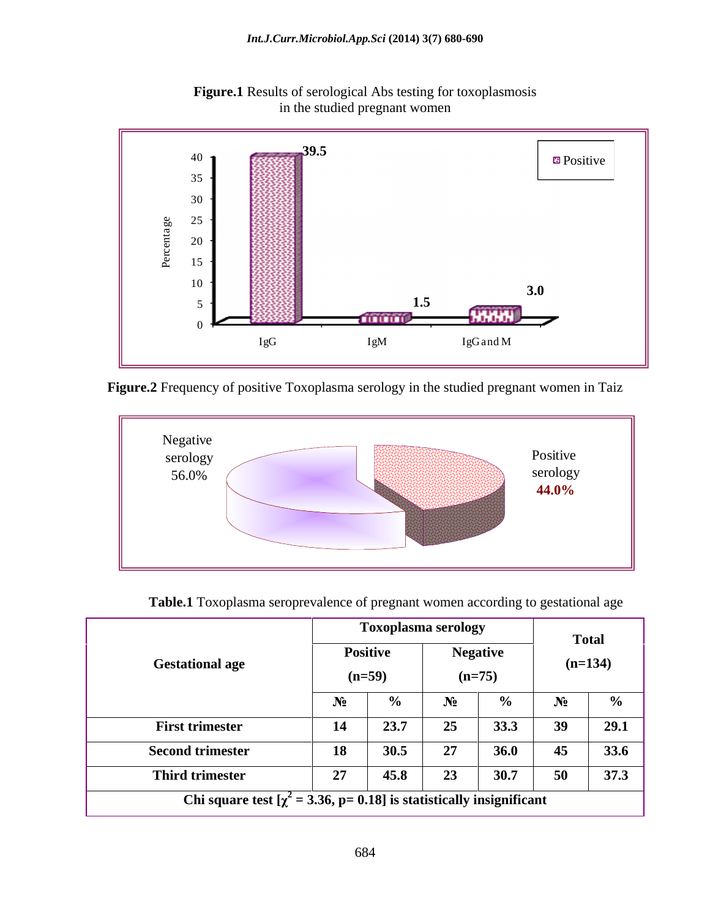**Figure.1** Results of serological Abs testing for toxoplasmosis in the studied pregnant women

**Figure.2** Frequency of positive Toxoplasma serology in the studied pregnant women in Taiz

**Table.1** Toxoplasma seroprevalence of pregnant women according to gestational age

| Gestational age | Toxoplasma serology | | | | Total (n=134) | |
|---|---|---|---|---|---|---|
| | Positive (n=59) | | Negative (n=75) | | | |
| | № | % | № | % | № | % |
| **First trimester** | **14** | **23.7** | **25** | **33.3** | **39** | **29.1** |
| **Second trimester** | **18** | **30.5** | **27** | **36.0** | **45** | **33.6** |
| **Third trimester** | **27** | **45.8** | **23** | **30.7** | **50** | **37.3** |
| **Chi square test [$\chi^2$ = 3.36, p= 0.18] is statistically insignificant** | | | | | | |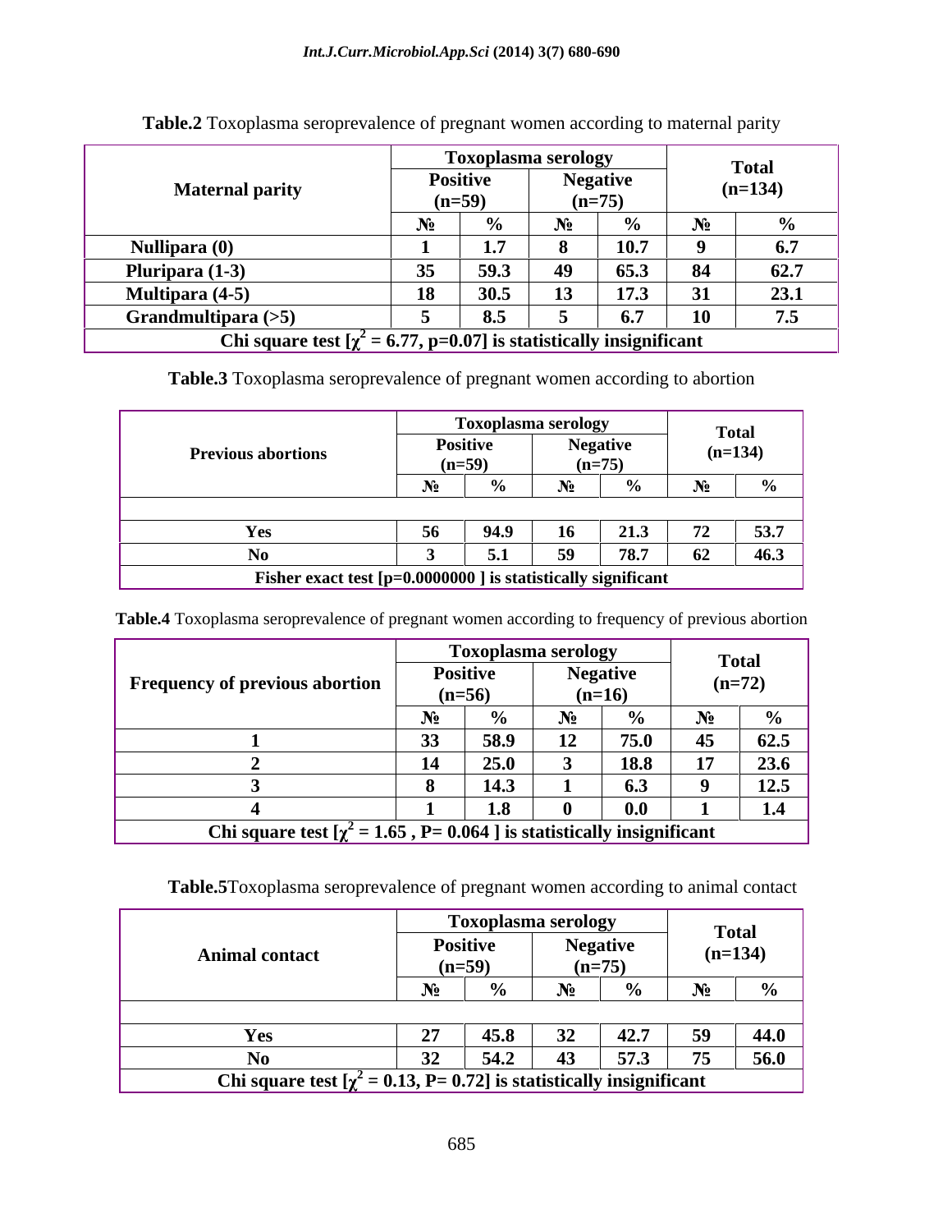**Table.2** Toxoplasma seroprevalence of pregnant women according to maternal parity

| Maternal parity | Toxoplasma serology | | | | Total (n=134) | |
|---|---|---|---|---|---|---|
| | Positive (n=59) | | Negative (n=75) | | | |
| | № | % | № | % | № | % |
| Nullipara (0) | 1 | 1.7 | 8 | 10.7 | 9 | 6.7 |
| Pluripara (1-3) | 35 | 59.3 | 49 | 65.3 | 84 | 62.7 |
| Multipara (4-5) | 18 | 30.5 | 13 | 17.3 | 31 | 23.1 |
| Grandmultipara (>5) | 5 | 8.5 | 5 | 6.7 | 10 | 7.5 |
| Chi square test [$\chi^2$ = 6.77, p=0.07] is statistically insignificant | | | | | | |

**Table.3** Toxoplasma seroprevalence of pregnant women according to abortion

| Previous abortions | Toxoplasma serology | | | | Total (n=134) | |
|---|---|---|---|---|---|---|
| | Positive (n=59) | | Negative (n=75) | | | |
| | № | % | № | % | № | % |
| Yes | 56 | 94.9 | 16 | 21.3 | 72 | 53.7 |
| No | 3 | 5.1 | 59 | 78.7 | 62 | 46.3 |
| Fisher exact test [p=0.0000000 ] is statistically significant | | | | | | |

**Table.4** Toxoplasma seroprevalence of pregnant women according to frequency of previous abortion

| Frequency of previous abortion | Toxoplasma serology | | | | Total (n=72) | |
|---|---|---|---|---|---|---|
| | Positive (n=56) | | Negative (n=16) | | | |
| | № | % | № | % | № | % |
| 1 | 33 | 58.9 | 12 | 75.0 | 45 | 62.5 |
| 2 | 14 | 25.0 | 3 | 18.8 | 17 | 23.6 |
| 3 | 8 | 14.3 | 1 | 6.3 | 9 | 12.5 |
| 4 | 1 | 1.8 | 0 | 0.0 | 1 | 1.4 |
| Chi square test [$\chi^2$ = 1.65 , P= 0.064 ] is statistically insignificant | | | | | | |

**Table.5** Toxoplasma seroprevalence of pregnant women according to animal contact

| Animal contact | Toxoplasma serology | | | | Total (n=134) | |
|---|---|---|---|---|---|---|
| | Positive (n=59) | | Negative (n=75) | | | |
| | № | % | № | % | № | % |
| Yes | 27 | 45.8 | 32 | 42.7 | 59 | 44.0 |
| No | 32 | 54.2 | 43 | 57.3 | 75 | 56.0 |
| Chi square test [$\chi^2$ = 0.13, P= 0.72] is statistically insignificant | | | | | | |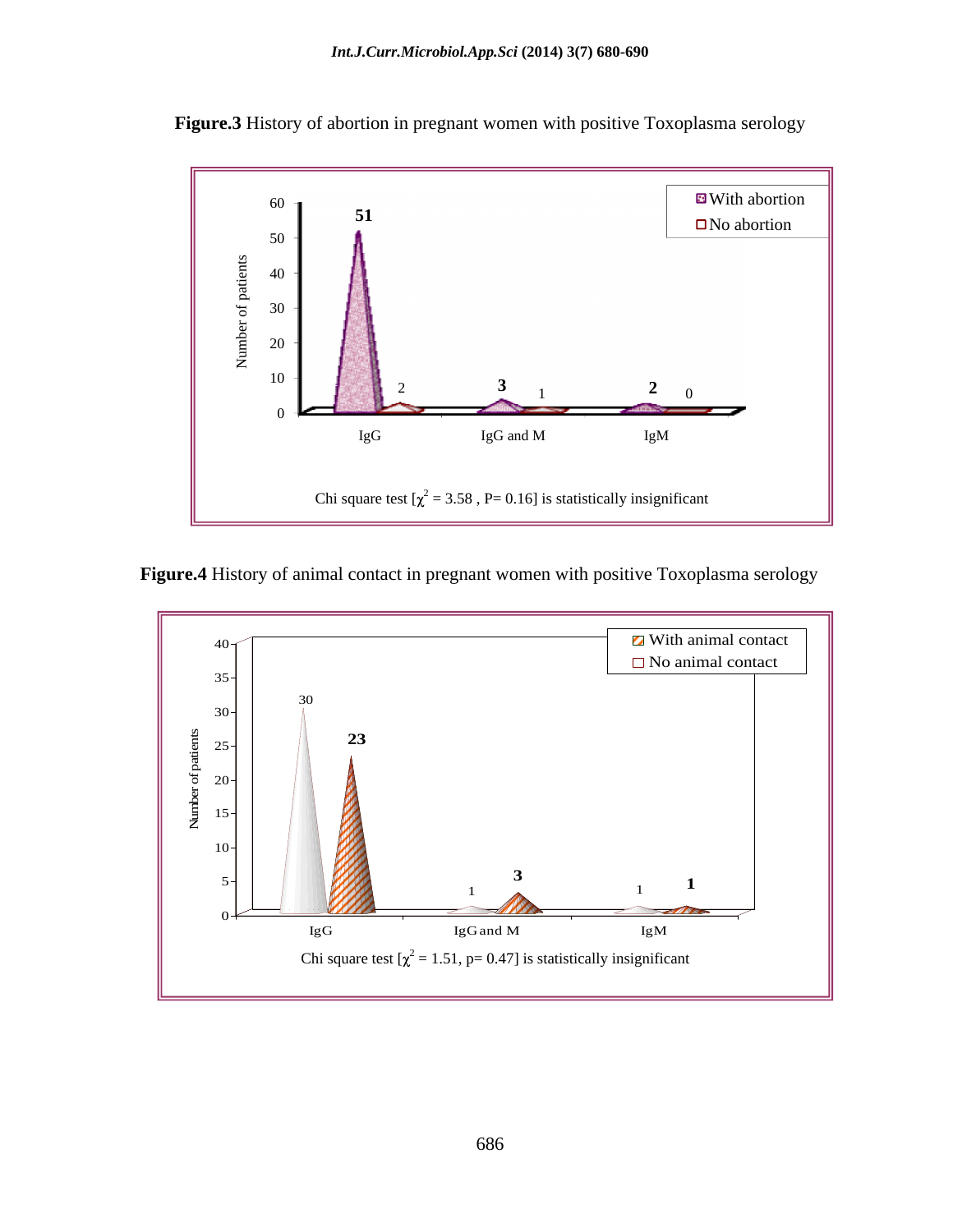**Figure.3** History of abortion in pregnant women with positive Toxoplasma serology

Chi square test [$\chi^2$ = 3.58 , P= 0.16] is statistically insignificant

**Figure.4** History of animal contact in pregnant women with positive Toxoplasma serology

Chi square test [$\chi^2$ = 1.51, p= 0.47] is statistically insignificant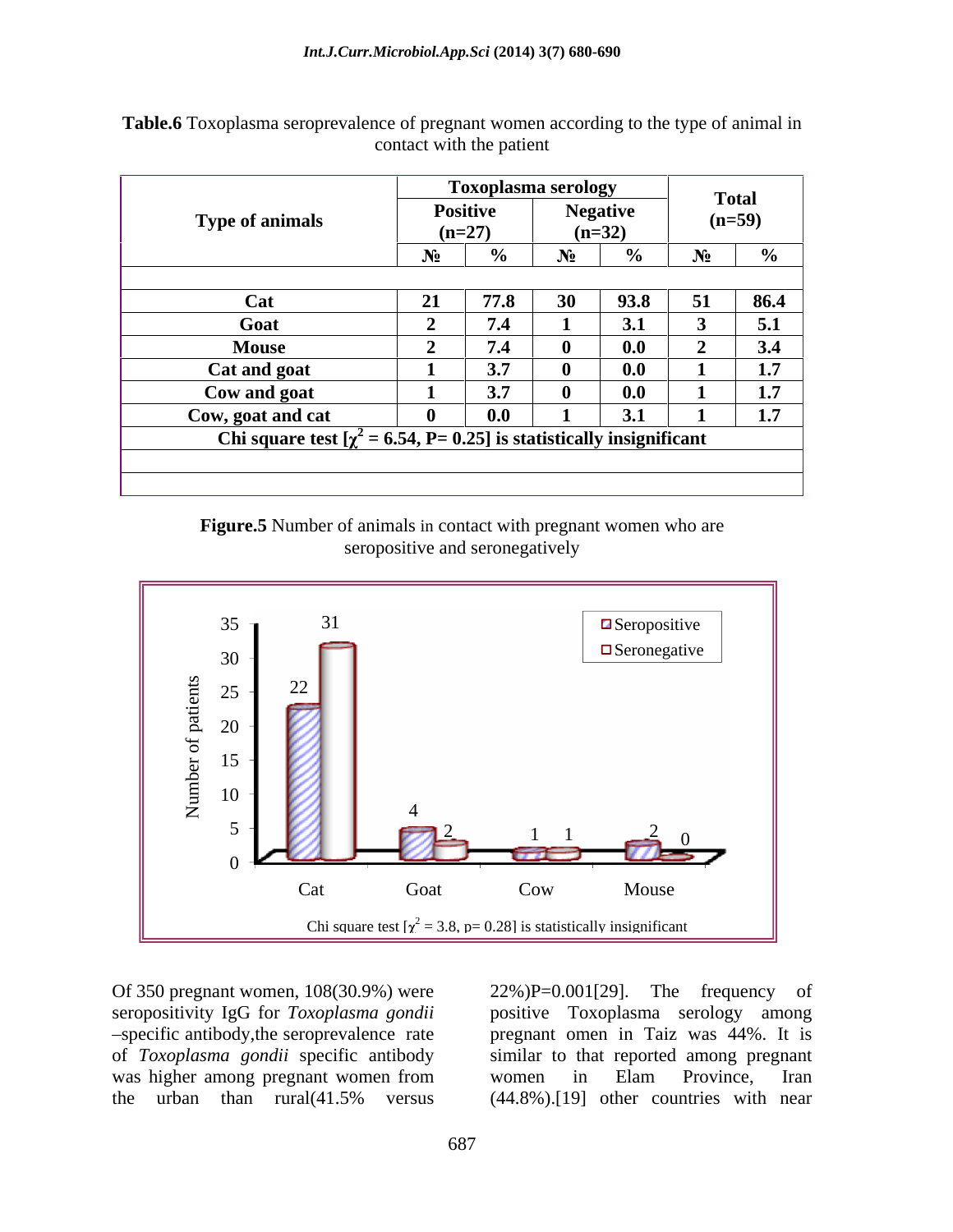**Table.6** Toxoplasma seroprevalence of pregnant women according to the type of animal in contact with the patient

| Type of animals | Toxoplasma serology | | | | Total (n=59) | |
|---|---|---|---|---|---|---|
| | Positive (n=27) | | Negative (n=32) | | | |
| | № | % | № | % | № | % |
| Cat | 21 | 77.8 | 30 | 93.8 | 51 | 86.4 |
| Goat | 2 | 7.4 | 1 | 3.1 | 3 | 5.1 |
| Mouse | 2 | 7.4 | 0 | 0.0 | 2 | 3.4 |
| Cat and goat | 1 | 3.7 | 0 | 0.0 | 1 | 1.7 |
| Cow and goat | 1 | 3.7 | 0 | 0.0 | 1 | 1.7 |
| Cow, goat and cat | 0 | 0.0 | 1 | 3.1 | 1 | 1.7 |

**Chi square test [$\chi^2$ = 6.54, P= 0.25] is statistically insignificant**

**Figure.5** Number of animals in contact with pregnant women who are seropositive and seronegatively

Chi square test [$\chi^2$ = 3.8, p= 0.28] is statistically insignificant

Of 350 pregnant women, 108(30.9%) were seropositivity IgG for *Toxoplasma gondii* –specific antibody,the seroprevalence rate of *Toxoplasma gondii* specific antibody was higher among pregnant women from the urban than rural(41.5% versus 22%)P=0.001[29]. The frequency of positive Toxoplasma serology among pregnant omen in Taiz was 44%. It is similar to that reported among pregnant women in Elam Province, Iran (44.8%).[19] other countries with near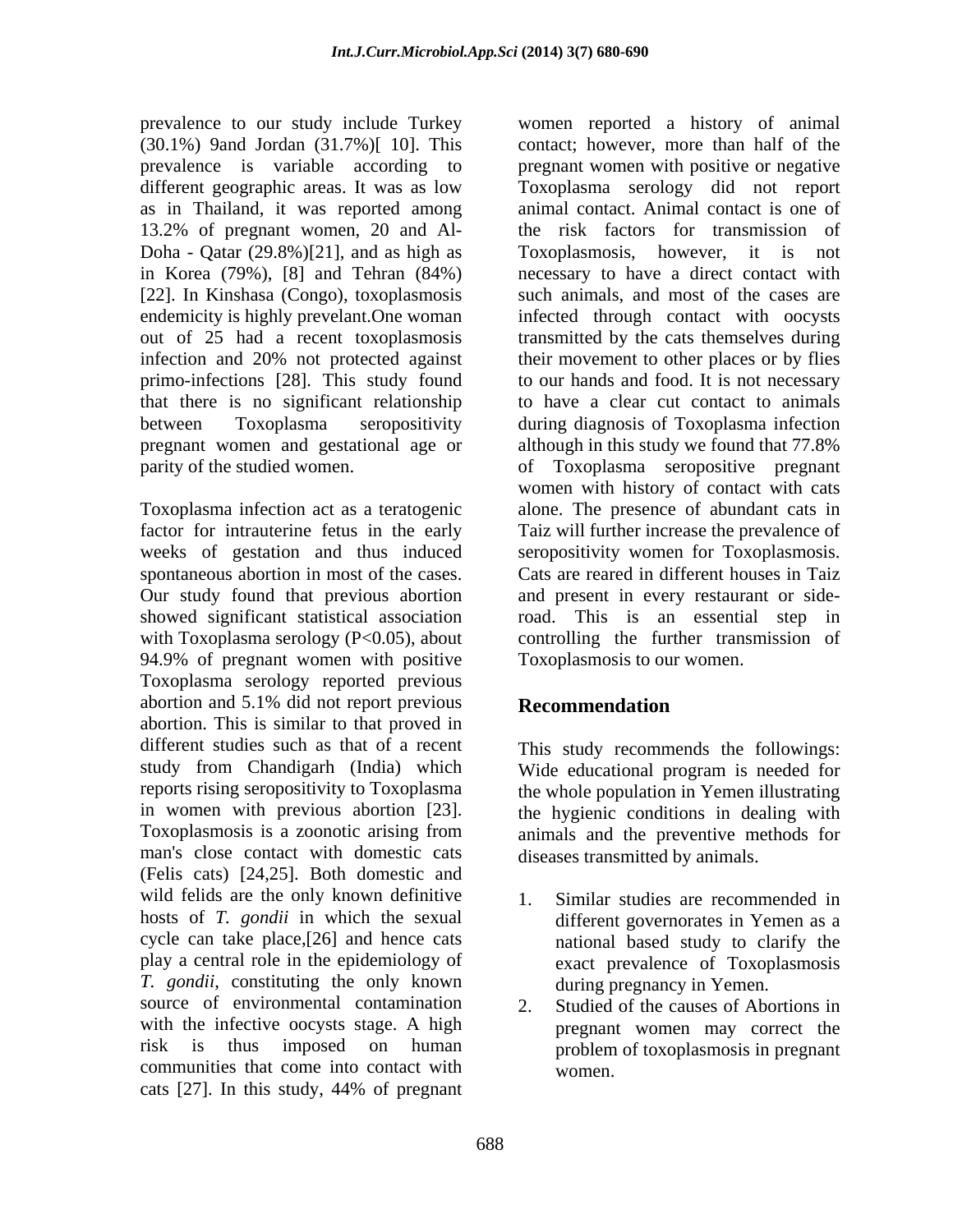prevalence to our study include Turkey (30.1%) 9and Jordan (31.7%)[ 10]. This prevalence is variable according to different geographic areas. It was as low as in Thailand, it was reported among 13.2% of pregnant women, 20 and Al-Doha - Qatar (29.8%)[21], and as high as in Korea (79%), [8] and Tehran (84%) [22]. In Kinshasa (Congo), toxoplasmosis endemicity is highly prevelant.One woman out of 25 had a recent toxoplasmosis infection and 20% not protected against primo-infections [28]. This study found that there is no significant relationship between Toxoplasma seropositivity pregnant women and gestational age or parity of the studied women.

Toxoplasma infection act as a teratogenic factor for intrauterine fetus in the early weeks of gestation and thus induced spontaneous abortion in most of the cases. Our study found that previous abortion showed significant statistical association with Toxoplasma serology ($P<0.05$), about 94.9% of pregnant women with positive Toxoplasma serology reported previous abortion and 5.1% did not report previous abortion. This is similar to that proved in different studies such as that of a recent study from Chandigarh (India) which reports rising seropositivity to Toxoplasma in women with previous abortion [23]. Toxoplasmosis is a zoonotic arising from man's close contact with domestic cats (Felis cats) [24,25]. Both domestic and wild felids are the only known definitive hosts of *T. gondii* in which the sexual cycle can take place,[26] and hence cats play a central role in the epidemiology of *T. gondii*, constituting the only known source of environmental contamination with the infective oocysts stage. A high risk is thus imposed on human communities that come into contact with cats [27]. In this study, 44% of pregnant women reported a history of animal contact; however, more than half of the pregnant women with positive or negative Toxoplasma serology did not report animal contact. Animal contact is one of the risk factors for transmission of Toxoplasmosis, however, it is not necessary to have a direct contact with such animals, and most of the cases are infected through contact with oocysts transmitted by the cats themselves during their movement to other places or by flies to our hands and food. It is not necessary to have a clear cut contact to animals during diagnosis of Toxoplasma infection although in this study we found that 77.8% of Toxoplasma seropositive pregnant women with history of contact with cats alone. The presence of abundant cats in Taiz will further increase the prevalence of seropositivity women for Toxoplasmosis. Cats are reared in different houses in Taiz and present in every restaurant or side-road. This is an essential step in controlling the further transmission of Toxoplasmosis to our women.

## Recommendation

This study recommends the followings: Wide educational program is needed for the whole population in Yemen illustrating the hygienic conditions in dealing with animals and the preventive methods for diseases transmitted by animals.

1. Similar studies are recommended in different governorates in Yemen as a national based study to clarify the exact prevalence of Toxoplasmosis during pregnancy in Yemen.
2. Studied of the causes of Abortions in pregnant women may correct the problem of toxoplasmosis in pregnant women.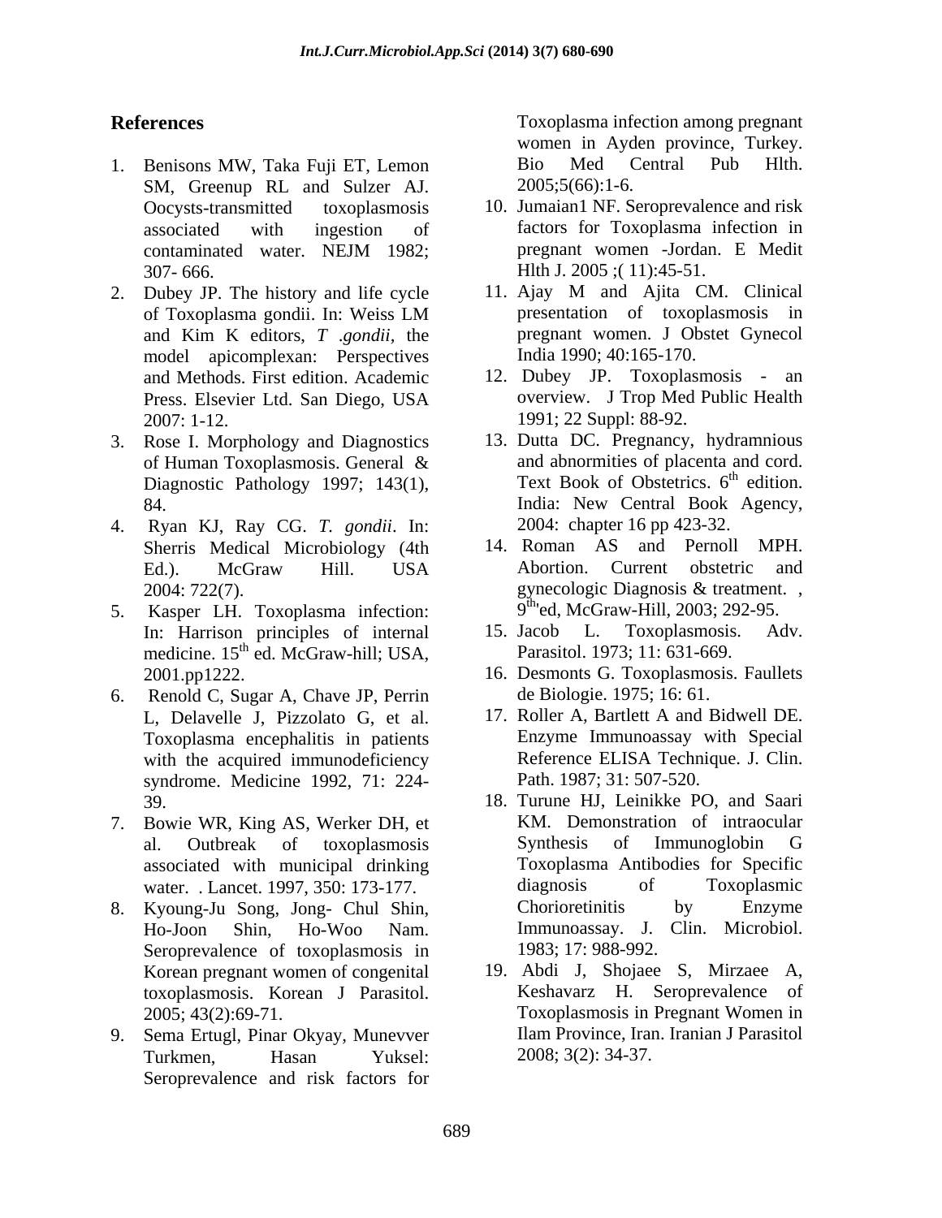## References

1. Benisons MW, Taka Fuji ET, Lemon SM, Greenup RL and Sulzer AJ. Oocysts-transmitted toxoplasmosis associated with ingestion of contaminated water. NEJM 1982; 307- 666.
2. Dubey JP. The history and life cycle of Toxoplasma gondii. In: Weiss LM and Kim K editors, *T .gondii*, the model apicomplexan: Perspectives and Methods. First edition. Academic Press. Elsevier Ltd. San Diego, USA 2007: 1-12.
3. Rose I. Morphology and Diagnostics of Human Toxoplasmosis. General & Diagnostic Pathology 1997; 143(1), 84.
4. Ryan KJ, Ray CG. *T. gondii*. In: Sherris Medical Microbiology (4th Ed.). McGraw Hill. USA 2004: 722(7).
5. Kasper LH. Toxoplasma infection: In: Harrison principles of internal medicine. 15th ed. McGraw-hill; USA, 2001.pp1222.
6. Renold C, Sugar A, Chave JP, Perrin L, Delavelle J, Pizzolato G, et al. Toxoplasma encephalitis in patients with the acquired immunodeficiency syndrome. Medicine 1992, 71: 224-39.
7. Bowie WR, King AS, Werker DH, et al. Outbreak of toxoplasmosis associated with municipal drinking water. . Lancet. 1997, 350: 173-177.
8. Kyoung-Ju Song, Jong- Chul Shin, Ho-Joon Shin, Ho-Woo Nam. Seroprevalence of toxoplasmosis in Korean pregnant women of congenital toxoplasmosis. Korean J Parasitol. 2005; 43(2):69-71.
9. Sema Ertugl, Pinar Okyay, Munevver Turkmen, Hasan Yuksel: Seroprevalence and risk factors for Toxoplasma infection among pregnant women in Ayden province, Turkey. Bio Med Central Pub Hlth. 2005;5(66):1-6.
10. Jumaian1 NF. Seroprevalence and risk factors for Toxoplasma infection in pregnant women -Jordan. E Medit Hlth J. 2005 ;( 11):45-51.
11. Ajay M and Ajita CM. Clinical presentation of toxoplasmosis in pregnant women. J Obstet Gynecol India 1990; 40:165-170.
12. Dubey JP. Toxoplasmosis - an overview. J Trop Med Public Health 1991; 22 Suppl: 88-92.
13. Dutta DC. Pregnancy, hydramnious and abnormities of placenta and cord. Text Book of Obstetrics. 6th edition. India: New Central Book Agency, 2004: chapter 16 pp 423-32.
14. Roman AS and Pernoll MPH. Abortion. Current obstetric and gynecologic Diagnosis & treatment. , 9th"ed, McGraw-Hill, 2003; 292-95.
15. Jacob L. Toxoplasmosis. Adv. Parasitol. 1973; 11: 631-669.
16. Desmonts G. Toxoplasmosis. Faullets de Biologie. 1975; 16: 61.
17. Roller A, Bartlett A and Bidwell DE. Enzyme Immunoassay with Special Reference ELISA Technique. J. Clin. Path. 1987; 31: 507-520.
18. Turune HJ, Leinikke PO, and Saari KM. Demonstration of intraocular Synthesis of Immunoglobin G Toxoplasma Antibodies for Specific diagnosis of Toxoplasmic Chorioretinitis by Enzyme Immunoassay. J. Clin. Microbiol. 1983; 17: 988-992.
19. Abdi J, Shojaee S, Mirzaee A, Keshavarz H. Seroprevalence of Toxoplasmosis in Pregnant Women in Ilam Province, Iran. Iranian J Parasitol 2008; 3(2): 34-37.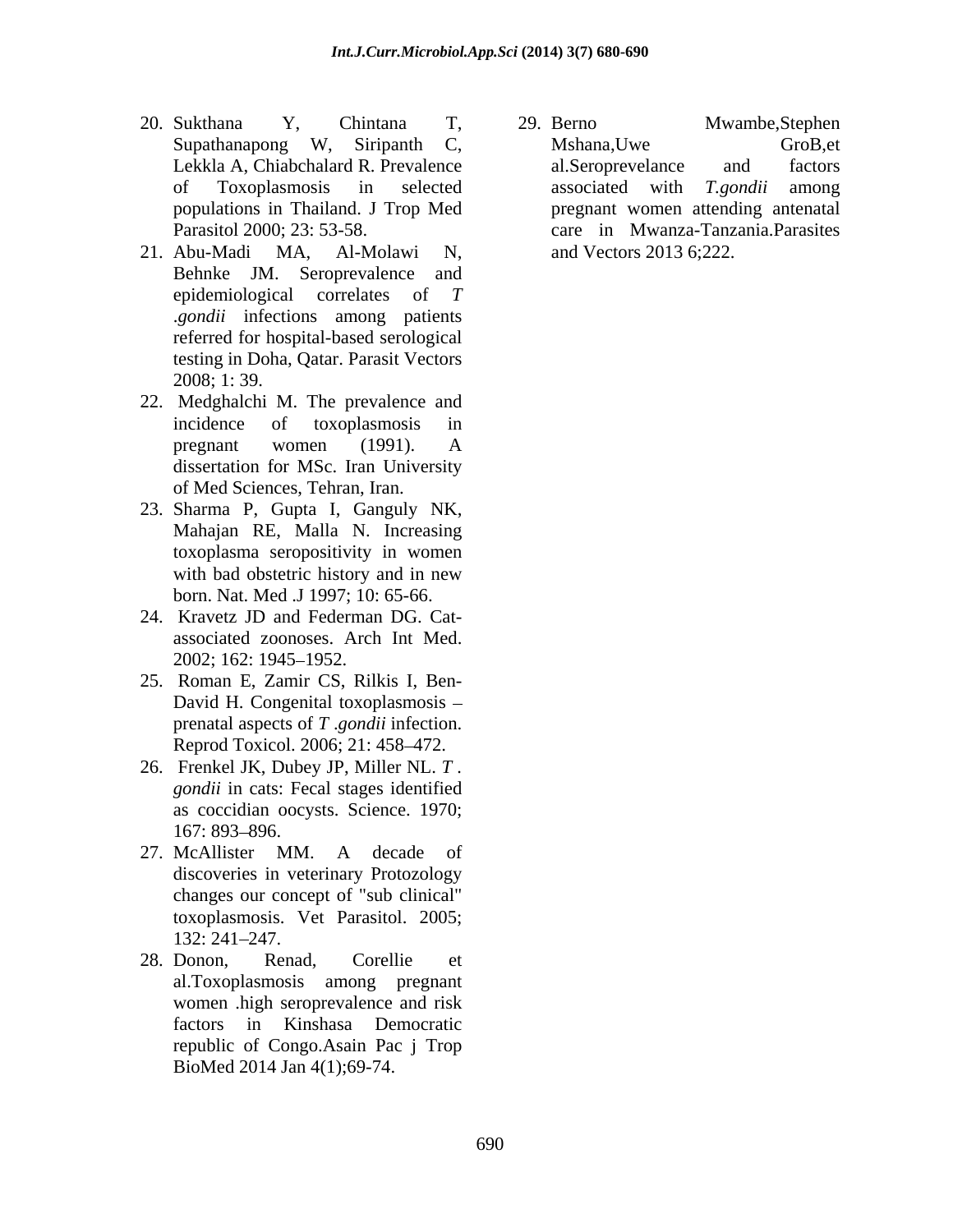20. Sukthana Y, Chintana T, Supathanapong W, Siripanth C, Lekkla A, Chiabchalard R. Prevalence of Toxoplasmosis in selected populations in Thailand. J Trop Med Parasitol 2000; 23: 53-58.
21. Abu-Madi MA, Al-Molawi N, Behnke JM. Seroprevalence and epidemiological correlates of *T .gondii* infections among patients referred for hospital-based serological testing in Doha, Qatar. Parasit Vectors 2008; 1: 39.
22. Medghalchi M. The prevalence and incidence of toxoplasmosis in pregnant women (1991). A dissertation for MSc. Iran University of Med Sciences, Tehran, Iran.
23. Sharma P, Gupta I, Ganguly NK, Mahajan RE, Malla N. Increasing toxoplasma seropositivity in women with bad obstetric history and in new born. Nat. Med .J 1997; 10: 65-66.
24. Kravetz JD and Federman DG. Cat-associated zoonoses. Arch Int Med. 2002; 162: 1945–1952.
25. Roman E, Zamir CS, Rilkis I, Ben-David H. Congenital toxoplasmosis – prenatal aspects of *T .gondii* infection. Reprod Toxicol. 2006; 21: 458–472.
26. Frenkel JK, Dubey JP, Miller NL. *T . gondii* in cats: Fecal stages identified as coccidian oocysts. Science. 1970; 167: 893–896.
27. McAllister MM. A decade of discoveries in veterinary Protozology changes our concept of "sub clinical" toxoplasmosis. Vet Parasitol. 2005; 132: 241–247.
28. Donon, Renad, Corellie et al.Toxoplasmosis among pregnant women .high seroprevalence and risk factors in Kinshasa Democratic republic of Congo.Asain Pac j Trop BioMed 2014 Jan 4(1);69-74.
29. Berno Mwambe,Stephen Mshana,Uwe GroB,et al.Seroprevelance and factors associated with *T.gondii* among pregnant women attending antenatal care in Mwanza-Tanzania.Parasites and Vectors 2013 6;222.